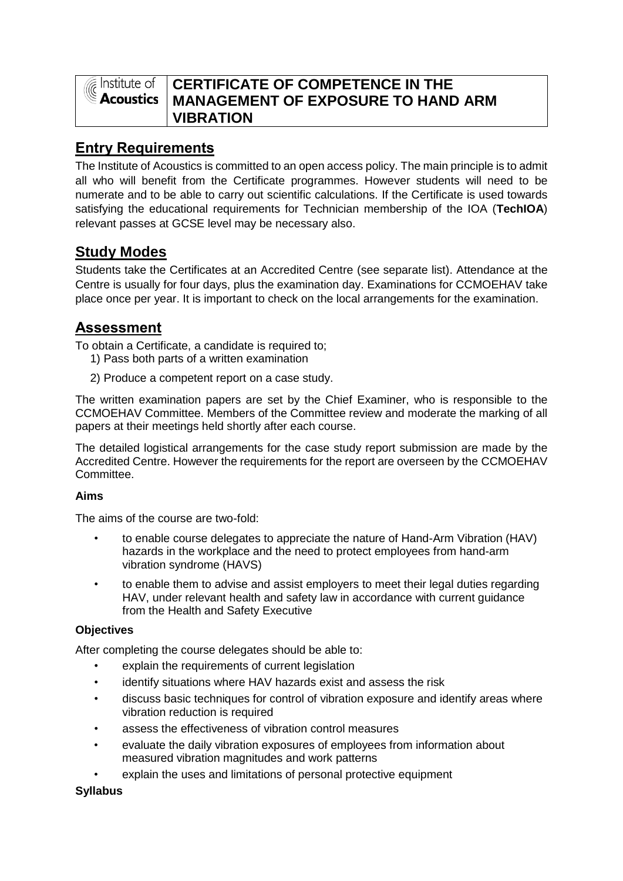# Institute of Acoustics — CERTIFICATE OF COMPETENCE IN THE MANAGEMENT OF EXPOSURE TO HAND ARM VIBRATION

## Entry Requirements

The Institute of Acoustics is committed to an open access policy. The main principle is to admit all who will benefit from the Certificate programmes. However students will need to be numerate and to be able to carry out scientific calculations. If the Certificate is used towards satisfying the educational requirements for Technician membership of the IOA (**TechIOA**) relevant passes at GCSE level may be necessary also.

## Study Modes

Students take the Certificates at an Accredited Centre (see separate list). Attendance at the Centre is usually for four days, plus the examination day. Examinations for CCMOEHAV take place once per year. It is important to check on the local arrangements for the examination.

## Assessment

To obtain a Certificate, a candidate is required to;

1) Pass both parts of a written examination
2) Produce a competent report on a case study.

The written examination papers are set by the Chief Examiner, who is responsible to the CCMOEHAV Committee. Members of the Committee review and moderate the marking of all papers at their meetings held shortly after each course.

The detailed logistical arrangements for the case study report submission are made by the Accredited Centre. However the requirements for the report are overseen by the CCMOEHAV Committee.

### Aims

The aims of the course are two-fold:

- to enable course delegates to appreciate the nature of Hand-Arm Vibration (HAV) hazards in the workplace and the need to protect employees from hand-arm vibration syndrome (HAVS)
- to enable them to advise and assist employers to meet their legal duties regarding HAV, under relevant health and safety law in accordance with current guidance from the Health and Safety Executive

### Objectives

After completing the course delegates should be able to:

- explain the requirements of current legislation
- identify situations where HAV hazards exist and assess the risk
- discuss basic techniques for control of vibration exposure and identify areas where vibration reduction is required
- assess the effectiveness of vibration control measures
- evaluate the daily vibration exposures of employees from information about measured vibration magnitudes and work patterns
- explain the uses and limitations of personal protective equipment

### Syllabus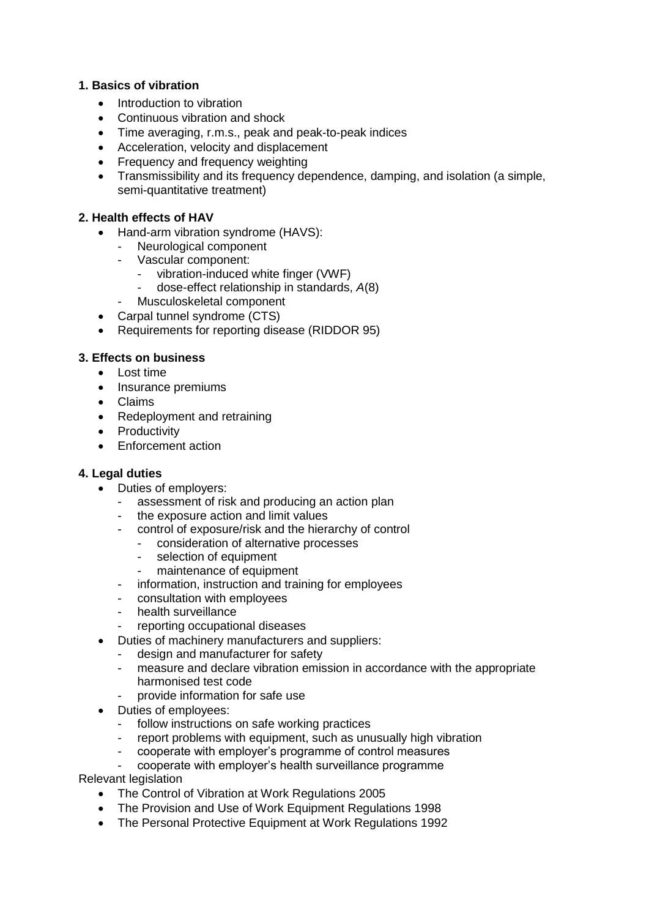**1. Basics of vibration**

- Introduction to vibration
- Continuous vibration and shock
- Time averaging, r.m.s., peak and peak-to-peak indices
- Acceleration, velocity and displacement
- Frequency and frequency weighting
- Transmissibility and its frequency dependence, damping, and isolation (a simple, semi-quantitative treatment)

**2. Health effects of HAV**

- Hand-arm vibration syndrome (HAVS):
    - Neurological component
    - Vascular component:
        - vibration-induced white finger (VWF)
        - dose-effect relationship in standards, *A*(8)
    - Musculoskeletal component
- Carpal tunnel syndrome (CTS)
- Requirements for reporting disease (RIDDOR 95)

**3. Effects on business**

- Lost time
- Insurance premiums
- Claims
- Redeployment and retraining
- Productivity
- Enforcement action

**4. Legal duties**

- Duties of employers:
    - assessment of risk and producing an action plan
    - the exposure action and limit values
    - control of exposure/risk and the hierarchy of control
        - consideration of alternative processes
        - selection of equipment
        - maintenance of equipment
    - information, instruction and training for employees
    - consultation with employees
    - health surveillance
    - reporting occupational diseases
- Duties of machinery manufacturers and suppliers:
    - design and manufacturer for safety
    - measure and declare vibration emission in accordance with the appropriate harmonised test code
    - provide information for safe use
- Duties of employees:
    - follow instructions on safe working practices
    - report problems with equipment, such as unusually high vibration
    - cooperate with employer's programme of control measures
    - cooperate with employer's health surveillance programme

Relevant legislation

- The Control of Vibration at Work Regulations 2005
- The Provision and Use of Work Equipment Regulations 1998
- The Personal Protective Equipment at Work Regulations 1992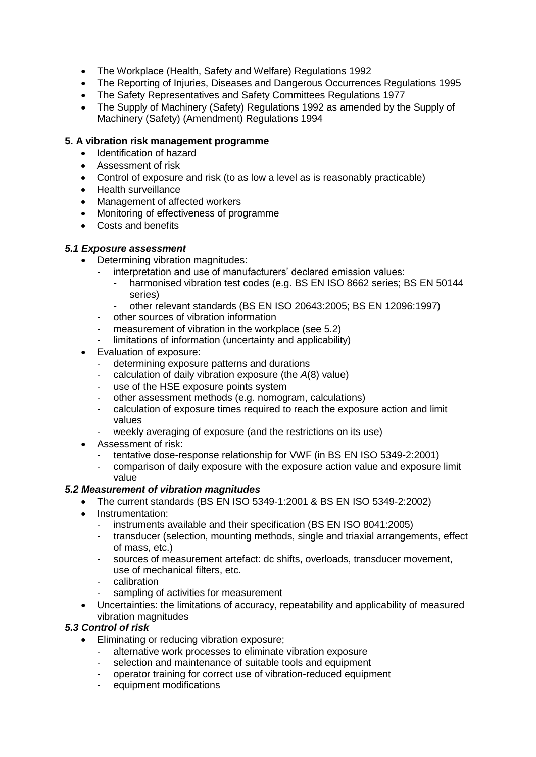- The Workplace (Health, Safety and Welfare) Regulations 1992
- The Reporting of Injuries, Diseases and Dangerous Occurrences Regulations 1995
- The Safety Representatives and Safety Committees Regulations 1977
- The Supply of Machinery (Safety) Regulations 1992 as amended by the Supply of Machinery (Safety) (Amendment) Regulations 1994

**5. A vibration risk management programme**

- Identification of hazard
- Assessment of risk
- Control of exposure and risk (to as low a level as is reasonably practicable)
- Health surveillance
- Management of affected workers
- Monitoring of effectiveness of programme
- Costs and benefits

***5.1 Exposure assessment***

- Determining vibration magnitudes:
  - interpretation and use of manufacturers' declared emission values:
    - harmonised vibration test codes (e.g. BS EN ISO 8662 series; BS EN 50144 series)
    - other relevant standards (BS EN ISO 20643:2005; BS EN 12096:1997)
  - other sources of vibration information
  - measurement of vibration in the workplace (see 5.2)
  - limitations of information (uncertainty and applicability)
- Evaluation of exposure:
  - determining exposure patterns and durations
  - calculation of daily vibration exposure (the *A*(8) value)
  - use of the HSE exposure points system
  - other assessment methods (e.g. nomogram, calculations)
  - calculation of exposure times required to reach the exposure action and limit values
  - weekly averaging of exposure (and the restrictions on its use)
- Assessment of risk:
  - tentative dose-response relationship for VWF (in BS EN ISO 5349-2:2001)
  - comparison of daily exposure with the exposure action value and exposure limit value

***5.2 Measurement of vibration magnitudes***

- The current standards (BS EN ISO 5349-1:2001 & BS EN ISO 5349-2:2002)
- Instrumentation:
  - instruments available and their specification (BS EN ISO 8041:2005)
  - transducer (selection, mounting methods, single and triaxial arrangements, effect of mass, etc.)
  - sources of measurement artefact: dc shifts, overloads, transducer movement, use of mechanical filters, etc.
  - calibration
  - sampling of activities for measurement
- Uncertainties: the limitations of accuracy, repeatability and applicability of measured vibration magnitudes

***5.3 Control of risk***

- Eliminating or reducing vibration exposure;
  - alternative work processes to eliminate vibration exposure
  - selection and maintenance of suitable tools and equipment
  - operator training for correct use of vibration-reduced equipment
  - equipment modifications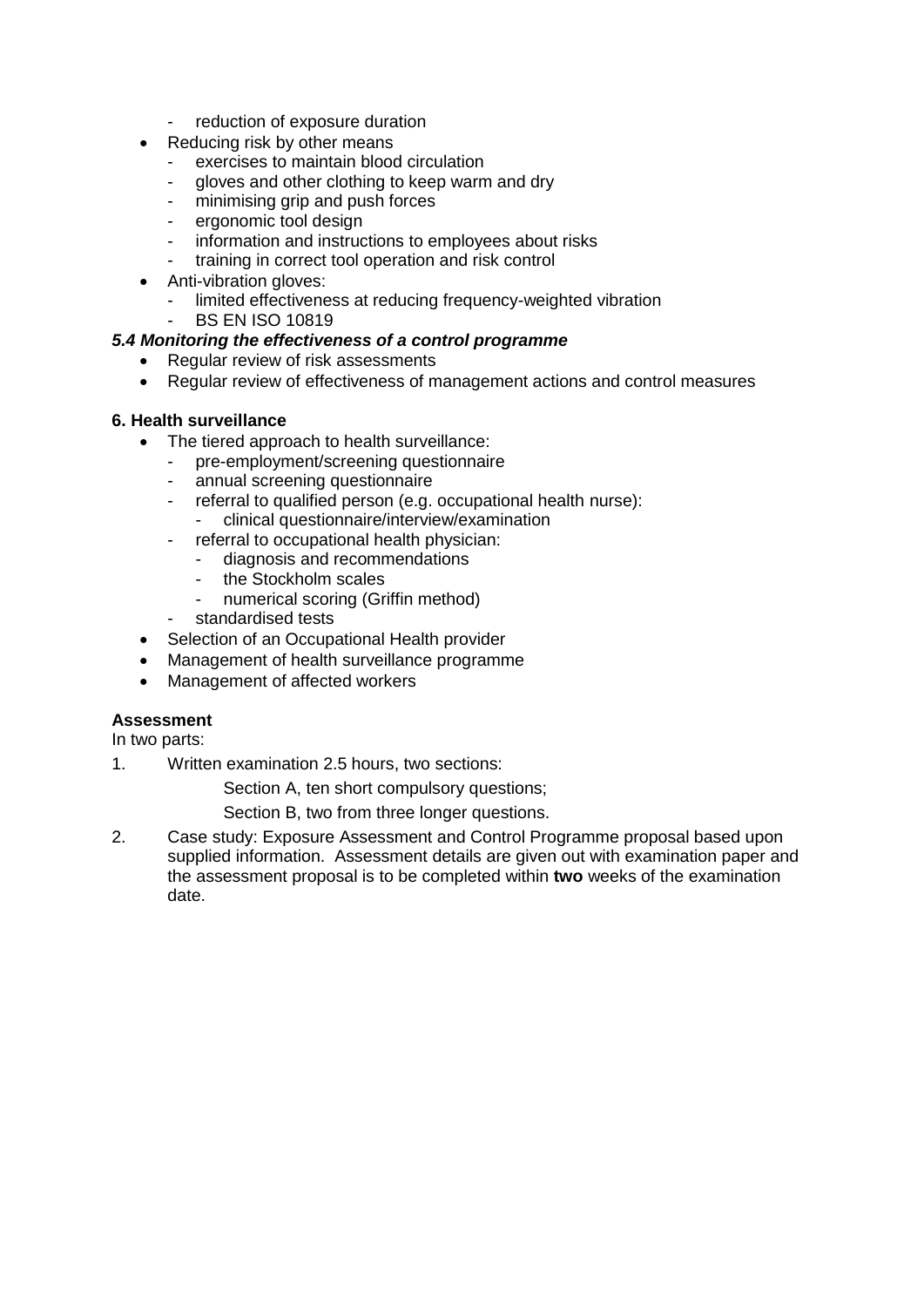- reduction of exposure duration
- Reducing risk by other means
  - exercises to maintain blood circulation
  - gloves and other clothing to keep warm and dry
  - minimising grip and push forces
  - ergonomic tool design
  - information and instructions to employees about risks
  - training in correct tool operation and risk control
- Anti-vibration gloves:
  - limited effectiveness at reducing frequency-weighted vibration
  - BS EN ISO 10819

***5.4 Monitoring the effectiveness of a control programme***

- Regular review of risk assessments
- Regular review of effectiveness of management actions and control measures

**6. Health surveillance**

- The tiered approach to health surveillance:
  - pre-employment/screening questionnaire
  - annual screening questionnaire
  - referral to qualified person (e.g. occupational health nurse):
    - clinical questionnaire/interview/examination
  - referral to occupational health physician:
    - diagnosis and recommendations
    - the Stockholm scales
    - numerical scoring (Griffin method)
  - standardised tests
- Selection of an Occupational Health provider
- Management of health surveillance programme
- Management of affected workers

**Assessment**

In two parts:

1. Written examination 2.5 hours, two sections:

   Section A, ten short compulsory questions;

   Section B, two from three longer questions.

2. Case study: Exposure Assessment and Control Programme proposal based upon supplied information. Assessment details are given out with examination paper and the assessment proposal is to be completed within **two** weeks of the examination date.